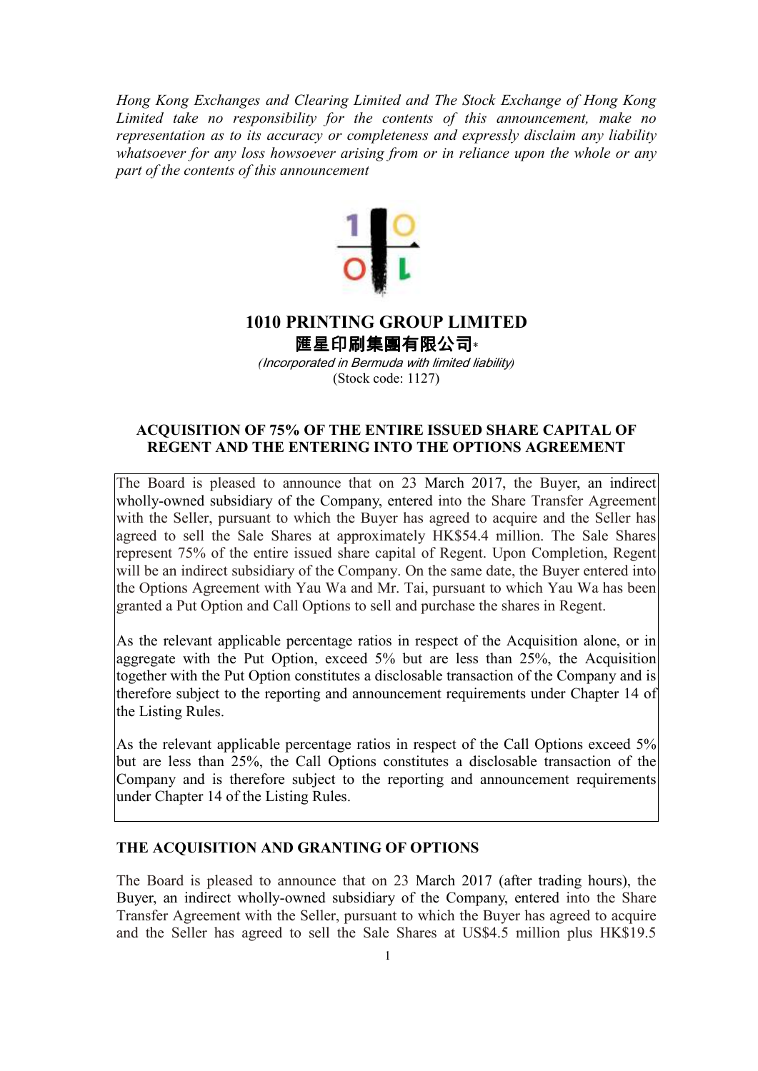*Hong Kong Exchanges and Clearing Limited and The Stock Exchange of Hong Kong Limited take no responsibility for the contents of this announcement, make no representation as to its accuracy or completeness and expressly disclaim any liability whatsoever for any loss howsoever arising from or in reliance upon the whole or any part of the contents of this announcement*

# 1010 PRINTING GROUP LIMITED
# 匯星印刷集團有限公司*

*(Incorporated in Bermuda with limited liability)*
(Stock code: 1127)

## ACQUISITION OF 75% OF THE ENTIRE ISSUED SHARE CAPITAL OF REGENT AND THE ENTERING INTO THE OPTIONS AGREEMENT

The Board is pleased to announce that on 23 March 2017, the Buyer, an indirect wholly-owned subsidiary of the Company, entered into the Share Transfer Agreement with the Seller, pursuant to which the Buyer has agreed to acquire and the Seller has agreed to sell the Sale Shares at approximately HK$54.4 million. The Sale Shares represent 75% of the entire issued share capital of Regent. Upon Completion, Regent will be an indirect subsidiary of the Company. On the same date, the Buyer entered into the Options Agreement with Yau Wa and Mr. Tai, pursuant to which Yau Wa has been granted a Put Option and Call Options to sell and purchase the shares in Regent.

As the relevant applicable percentage ratios in respect of the Acquisition alone, or in aggregate with the Put Option, exceed 5% but are less than 25%, the Acquisition together with the Put Option constitutes a disclosable transaction of the Company and is therefore subject to the reporting and announcement requirements under Chapter 14 of the Listing Rules.

As the relevant applicable percentage ratios in respect of the Call Options exceed 5% but are less than 25%, the Call Options constitutes a disclosable transaction of the Company and is therefore subject to the reporting and announcement requirements under Chapter 14 of the Listing Rules.

## THE ACQUISITION AND GRANTING OF OPTIONS

The Board is pleased to announce that on 23 March 2017 (after trading hours), the Buyer, an indirect wholly-owned subsidiary of the Company, entered into the Share Transfer Agreement with the Seller, pursuant to which the Buyer has agreed to acquire and the Seller has agreed to sell the Sale Shares at US$4.5 million plus HK$19.5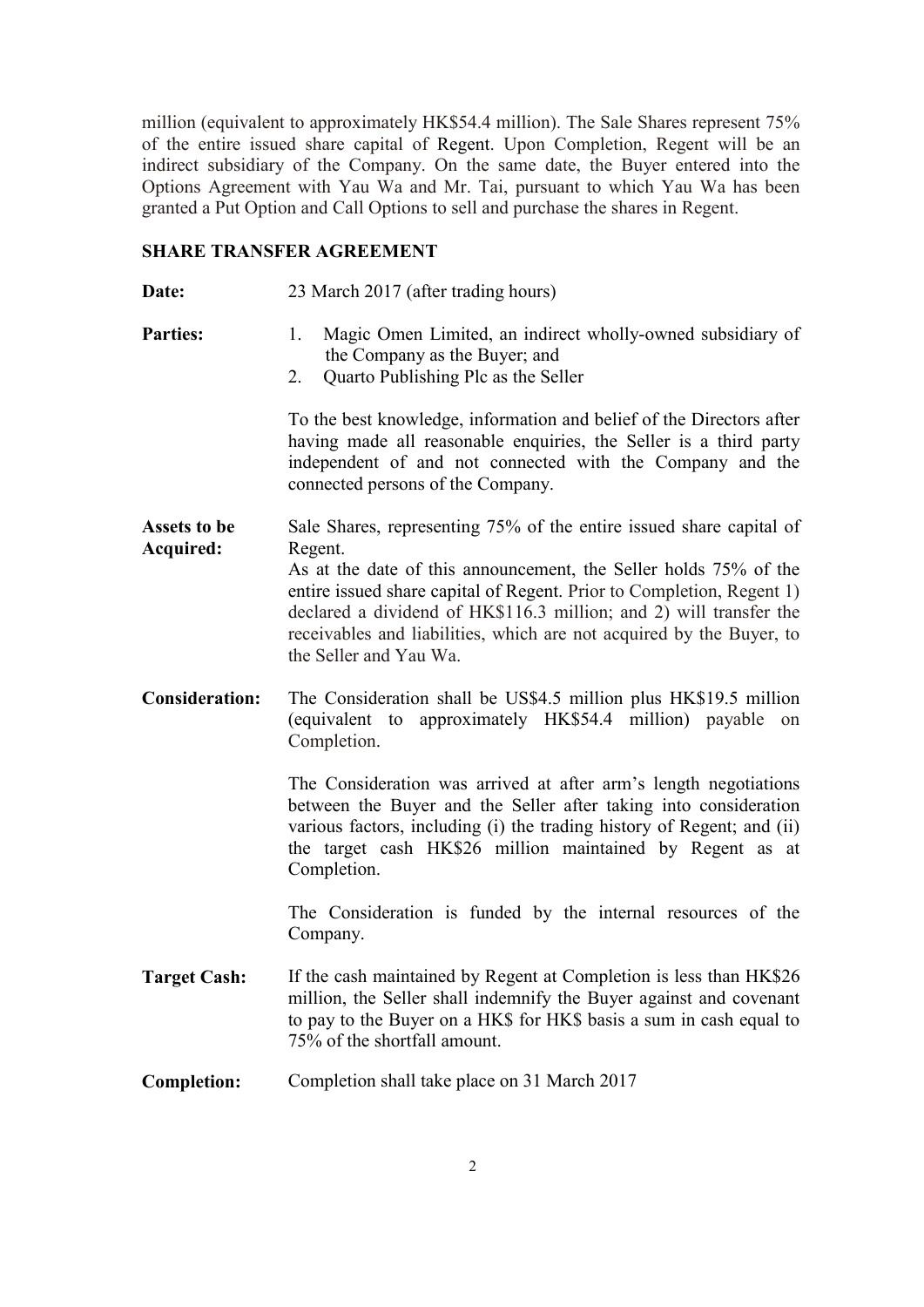million (equivalent to approximately HK$54.4 million). The Sale Shares represent 75% of the entire issued share capital of Regent. Upon Completion, Regent will be an indirect subsidiary of the Company. On the same date, the Buyer entered into the Options Agreement with Yau Wa and Mr. Tai, pursuant to which Yau Wa has been granted a Put Option and Call Options to sell and purchase the shares in Regent.

## SHARE TRANSFER AGREEMENT

**Date:** 23 March 2017 (after trading hours)

**Parties:**

1. Magic Omen Limited, an indirect wholly-owned subsidiary of the Company as the Buyer; and
2. Quarto Publishing Plc as the Seller

To the best knowledge, information and belief of the Directors after having made all reasonable enquiries, the Seller is a third party independent of and not connected with the Company and the connected persons of the Company.

**Assets to be Acquired:** Sale Shares, representing 75% of the entire issued share capital of Regent.

As at the date of this announcement, the Seller holds 75% of the entire issued share capital of Regent. Prior to Completion, Regent 1) declared a dividend of HK$116.3 million; and 2) will transfer the receivables and liabilities, which are not acquired by the Buyer, to the Seller and Yau Wa.

**Consideration:** The Consideration shall be US$4.5 million plus HK$19.5 million (equivalent to approximately HK$54.4 million) payable on Completion.

The Consideration was arrived at after arm's length negotiations between the Buyer and the Seller after taking into consideration various factors, including (i) the trading history of Regent; and (ii) the target cash HK$26 million maintained by Regent as at Completion.

The Consideration is funded by the internal resources of the Company.

**Target Cash:** If the cash maintained by Regent at Completion is less than HK$26 million, the Seller shall indemnify the Buyer against and covenant to pay to the Buyer on a HK$ for HK$ basis a sum in cash equal to 75% of the shortfall amount.

**Completion:** Completion shall take place on 31 March 2017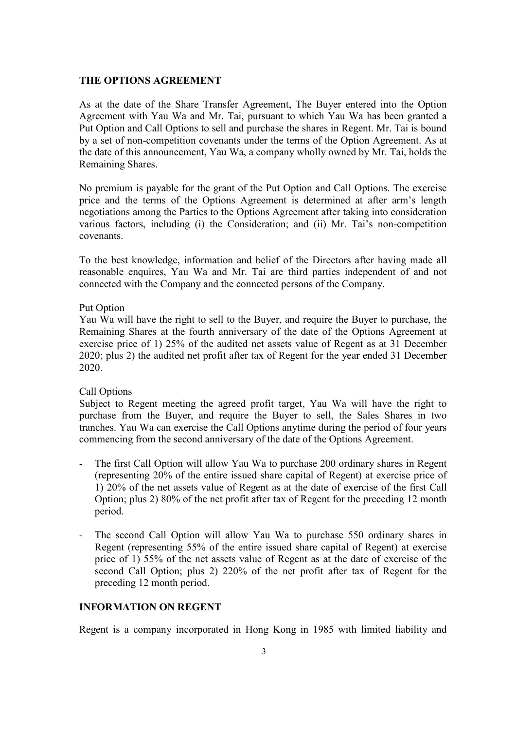## THE OPTIONS AGREEMENT

As at the date of the Share Transfer Agreement, The Buyer entered into the Option Agreement with Yau Wa and Mr. Tai, pursuant to which Yau Wa has been granted a Put Option and Call Options to sell and purchase the shares in Regent. Mr. Tai is bound by a set of non-competition covenants under the terms of the Option Agreement. As at the date of this announcement, Yau Wa, a company wholly owned by Mr. Tai, holds the Remaining Shares.

No premium is payable for the grant of the Put Option and Call Options. The exercise price and the terms of the Options Agreement is determined at after arm's length negotiations among the Parties to the Options Agreement after taking into consideration various factors, including (i) the Consideration; and (ii) Mr. Tai's non-competition covenants.

To the best knowledge, information and belief of the Directors after having made all reasonable enquires, Yau Wa and Mr. Tai are third parties independent of and not connected with the Company and the connected persons of the Company.

Put Option

Yau Wa will have the right to sell to the Buyer, and require the Buyer to purchase, the Remaining Shares at the fourth anniversary of the date of the Options Agreement at exercise price of 1) 25% of the audited net assets value of Regent as at 31 December 2020; plus 2) the audited net profit after tax of Regent for the year ended 31 December 2020.

Call Options

Subject to Regent meeting the agreed profit target, Yau Wa will have the right to purchase from the Buyer, and require the Buyer to sell, the Sales Shares in two tranches. Yau Wa can exercise the Call Options anytime during the period of four years commencing from the second anniversary of the date of the Options Agreement.

- The first Call Option will allow Yau Wa to purchase 200 ordinary shares in Regent (representing 20% of the entire issued share capital of Regent) at exercise price of 1) 20% of the net assets value of Regent as at the date of exercise of the first Call Option; plus 2) 80% of the net profit after tax of Regent for the preceding 12 month period.

- The second Call Option will allow Yau Wa to purchase 550 ordinary shares in Regent (representing 55% of the entire issued share capital of Regent) at exercise price of 1) 55% of the net assets value of Regent as at the date of exercise of the second Call Option; plus 2) 220% of the net profit after tax of Regent for the preceding 12 month period.

## INFORMATION ON REGENT

Regent is a company incorporated in Hong Kong in 1985 with limited liability and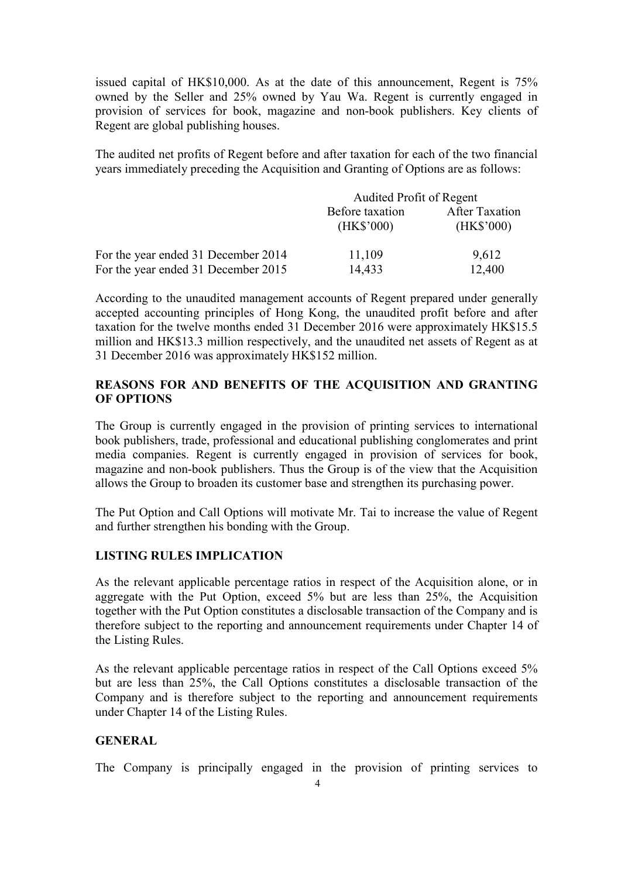issued capital of HK$10,000. As at the date of this announcement, Regent is 75% owned by the Seller and 25% owned by Yau Wa. Regent is currently engaged in provision of services for book, magazine and non-book publishers. Key clients of Regent are global publishing houses.

The audited net profits of Regent before and after taxation for each of the two financial years immediately preceding the Acquisition and Granting of Options are as follows:

| | Audited Profit of Regent | |
|---|---|---|
| | Before taxation (HK$'000) | After Taxation (HK$'000) |
| For the year ended 31 December 2014 | 11,109 | 9,612 |
| For the year ended 31 December 2015 | 14,433 | 12,400 |

According to the unaudited management accounts of Regent prepared under generally accepted accounting principles of Hong Kong, the unaudited profit before and after taxation for the twelve months ended 31 December 2016 were approximately HK$15.5 million and HK$13.3 million respectively, and the unaudited net assets of Regent as at 31 December 2016 was approximately HK$152 million.

## REASONS FOR AND BENEFITS OF THE ACQUISITION AND GRANTING OF OPTIONS

The Group is currently engaged in the provision of printing services to international book publishers, trade, professional and educational publishing conglomerates and print media companies. Regent is currently engaged in provision of services for book, magazine and non-book publishers. Thus the Group is of the view that the Acquisition allows the Group to broaden its customer base and strengthen its purchasing power.

The Put Option and Call Options will motivate Mr. Tai to increase the value of Regent and further strengthen his bonding with the Group.

## LISTING RULES IMPLICATION

As the relevant applicable percentage ratios in respect of the Acquisition alone, or in aggregate with the Put Option, exceed 5% but are less than 25%, the Acquisition together with the Put Option constitutes a disclosable transaction of the Company and is therefore subject to the reporting and announcement requirements under Chapter 14 of the Listing Rules.

As the relevant applicable percentage ratios in respect of the Call Options exceed 5% but are less than 25%, the Call Options constitutes a disclosable transaction of the Company and is therefore subject to the reporting and announcement requirements under Chapter 14 of the Listing Rules.

## GENERAL

The Company is principally engaged in the provision of printing services to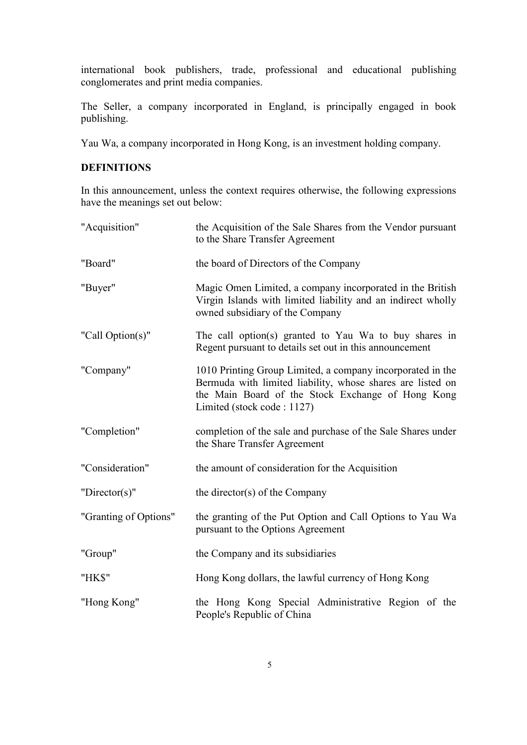international book publishers, trade, professional and educational publishing conglomerates and print media companies.

The Seller, a company incorporated in England, is principally engaged in book publishing.

Yau Wa, a company incorporated in Hong Kong, is an investment holding company.

**DEFINITIONS**

In this announcement, unless the context requires otherwise, the following expressions have the meanings set out below:

| | |
|---|---|
| "Acquisition" | the Acquisition of the Sale Shares from the Vendor pursuant to the Share Transfer Agreement |
| "Board" | the board of Directors of the Company |
| "Buyer" | Magic Omen Limited, a company incorporated in the British Virgin Islands with limited liability and an indirect wholly owned subsidiary of the Company |
| "Call Option(s)" | The call option(s) granted to Yau Wa to buy shares in Regent pursuant to details set out in this announcement |
| "Company" | 1010 Printing Group Limited, a company incorporated in the Bermuda with limited liability, whose shares are listed on the Main Board of the Stock Exchange of Hong Kong Limited (stock code : 1127) |
| "Completion" | completion of the sale and purchase of the Sale Shares under the Share Transfer Agreement |
| "Consideration" | the amount of consideration for the Acquisition |
| "Director(s)" | the director(s) of the Company |
| "Granting of Options" | the granting of the Put Option and Call Options to Yau Wa pursuant to the Options Agreement |
| "Group" | the Company and its subsidiaries |
| "HK$" | Hong Kong dollars, the lawful currency of Hong Kong |
| "Hong Kong" | the Hong Kong Special Administrative Region of the People's Republic of China |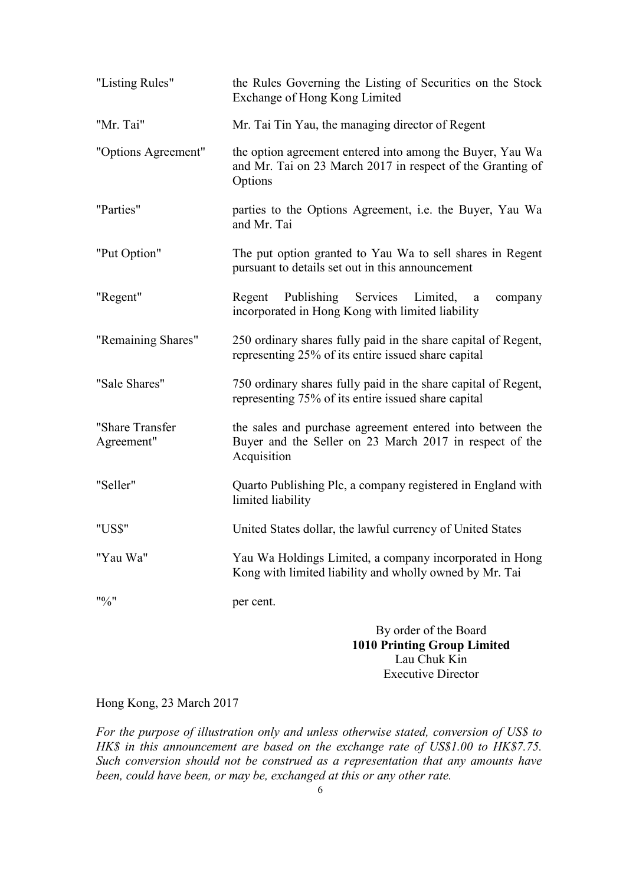| | |
|---|---|
| "Listing Rules" | the Rules Governing the Listing of Securities on the Stock Exchange of Hong Kong Limited |
| "Mr. Tai" | Mr. Tai Tin Yau, the managing director of Regent |
| "Options Agreement" | the option agreement entered into among the Buyer, Yau Wa and Mr. Tai on 23 March 2017 in respect of the Granting of Options |
| "Parties" | parties to the Options Agreement, i.e. the Buyer, Yau Wa and Mr. Tai |
| "Put Option" | The put option granted to Yau Wa to sell shares in Regent pursuant to details set out in this announcement |
| "Regent" | Regent Publishing Services Limited, a company incorporated in Hong Kong with limited liability |
| "Remaining Shares" | 250 ordinary shares fully paid in the share capital of Regent, representing 25% of its entire issued share capital |
| "Sale Shares" | 750 ordinary shares fully paid in the share capital of Regent, representing 75% of its entire issued share capital |
| "Share Transfer Agreement" | the sales and purchase agreement entered into between the Buyer and the Seller on 23 March 2017 in respect of the Acquisition |
| "Seller" | Quarto Publishing Plc, a company registered in England with limited liability |
| "US$" | United States dollar, the lawful currency of United States |
| "Yau Wa" | Yau Wa Holdings Limited, a company incorporated in Hong Kong with limited liability and wholly owned by Mr. Tai |
| "%" | per cent. |

By order of the Board
**1010 Printing Group Limited**
Lau Chuk Kin
Executive Director

Hong Kong, 23 March 2017

*For the purpose of illustration only and unless otherwise stated, conversion of US$ to HK$ in this announcement are based on the exchange rate of US$1.00 to HK$7.75. Such conversion should not be construed as a representation that any amounts have been, could have been, or may be, exchanged at this or any other rate.*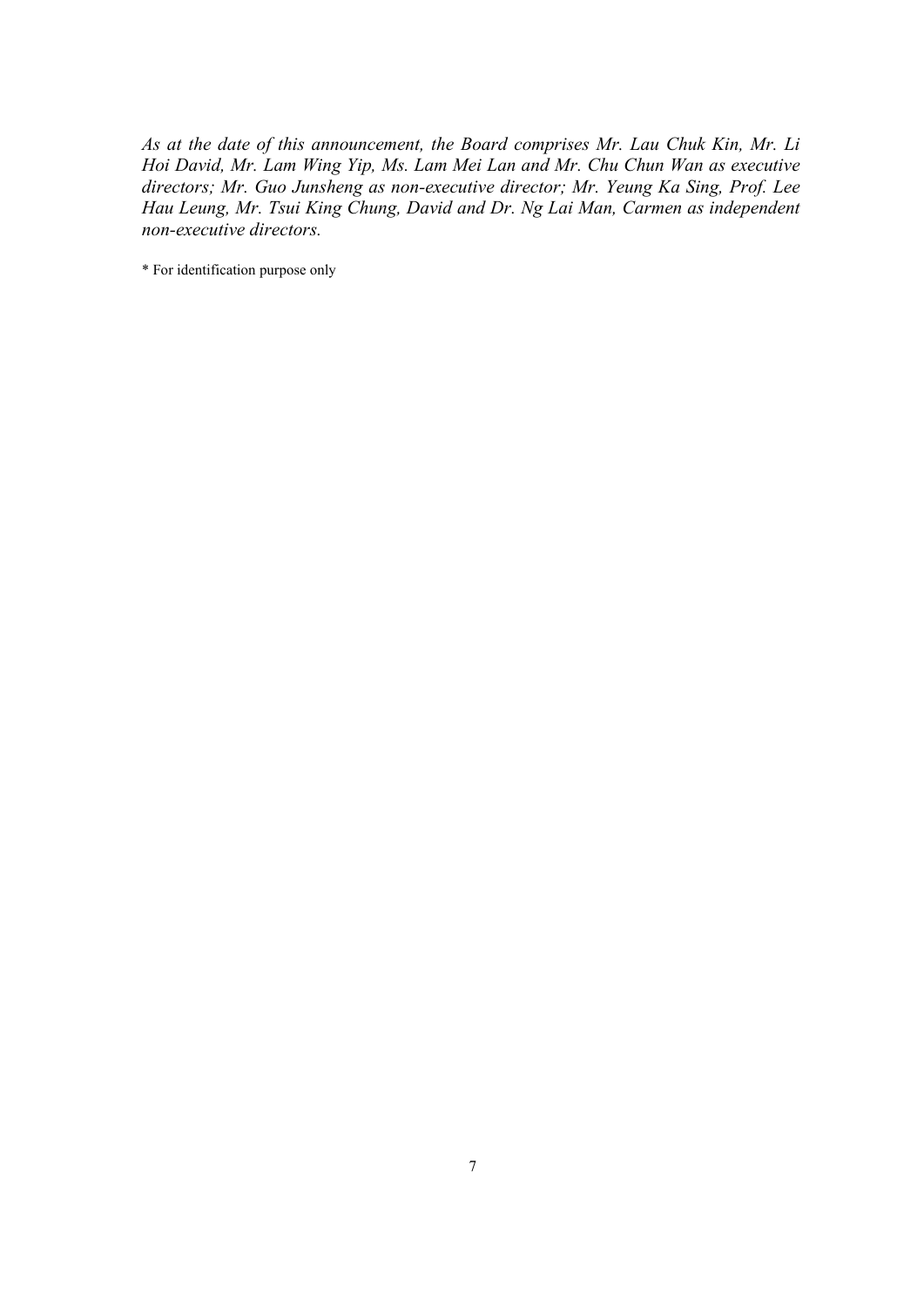*As at the date of this announcement, the Board comprises Mr. Lau Chuk Kin, Mr. Li Hoi David, Mr. Lam Wing Yip, Ms. Lam Mei Lan and Mr. Chu Chun Wan as executive directors; Mr. Guo Junsheng as non-executive director; Mr. Yeung Ka Sing, Prof. Lee Hau Leung, Mr. Tsui King Chung, David and Dr. Ng Lai Man, Carmen as independent non-executive directors.*

* For identification purpose only